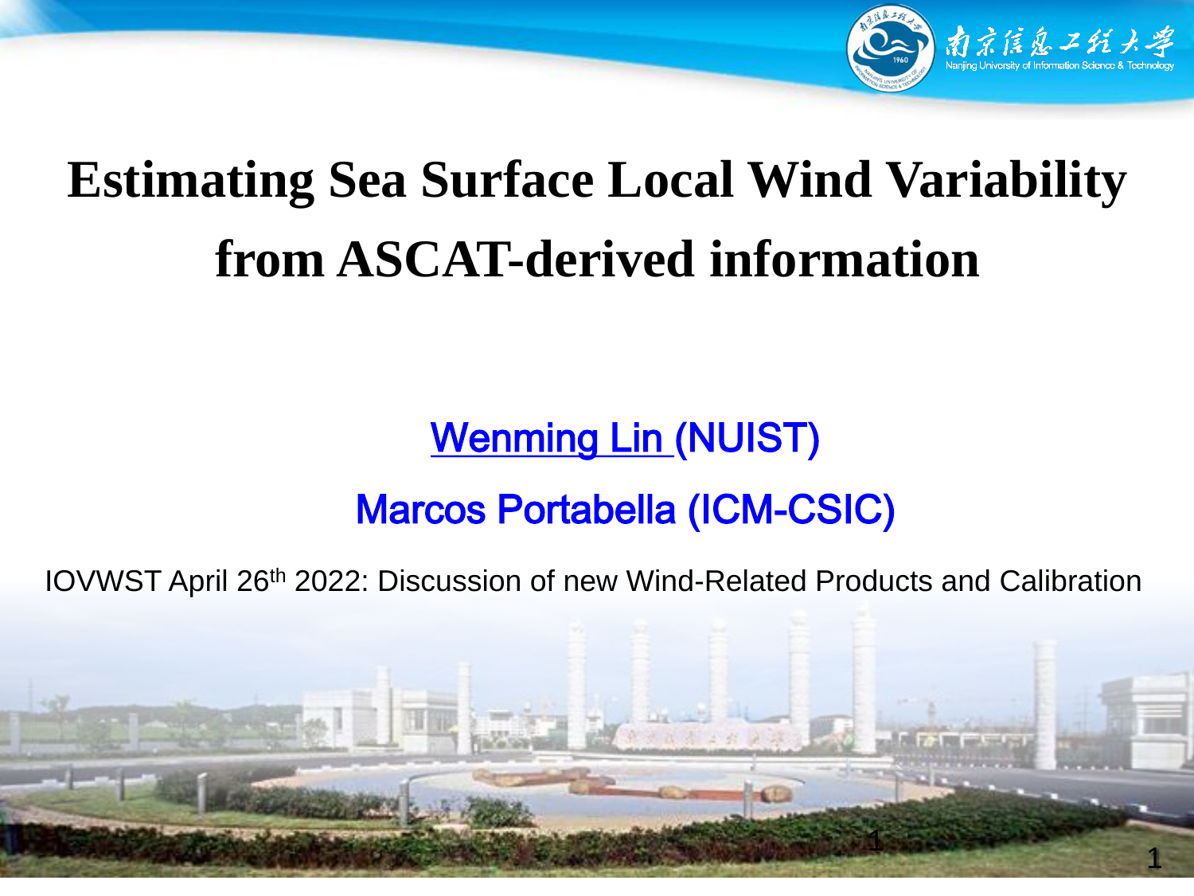# Estimating Sea Surface Local Wind Variability from ASCAT-derived information

Wenming Lin (NUIST)

Marcos Portabella (ICM-CSIC)

IOVWST April 26th 2022: Discussion of new Wind-Related Products and Calibration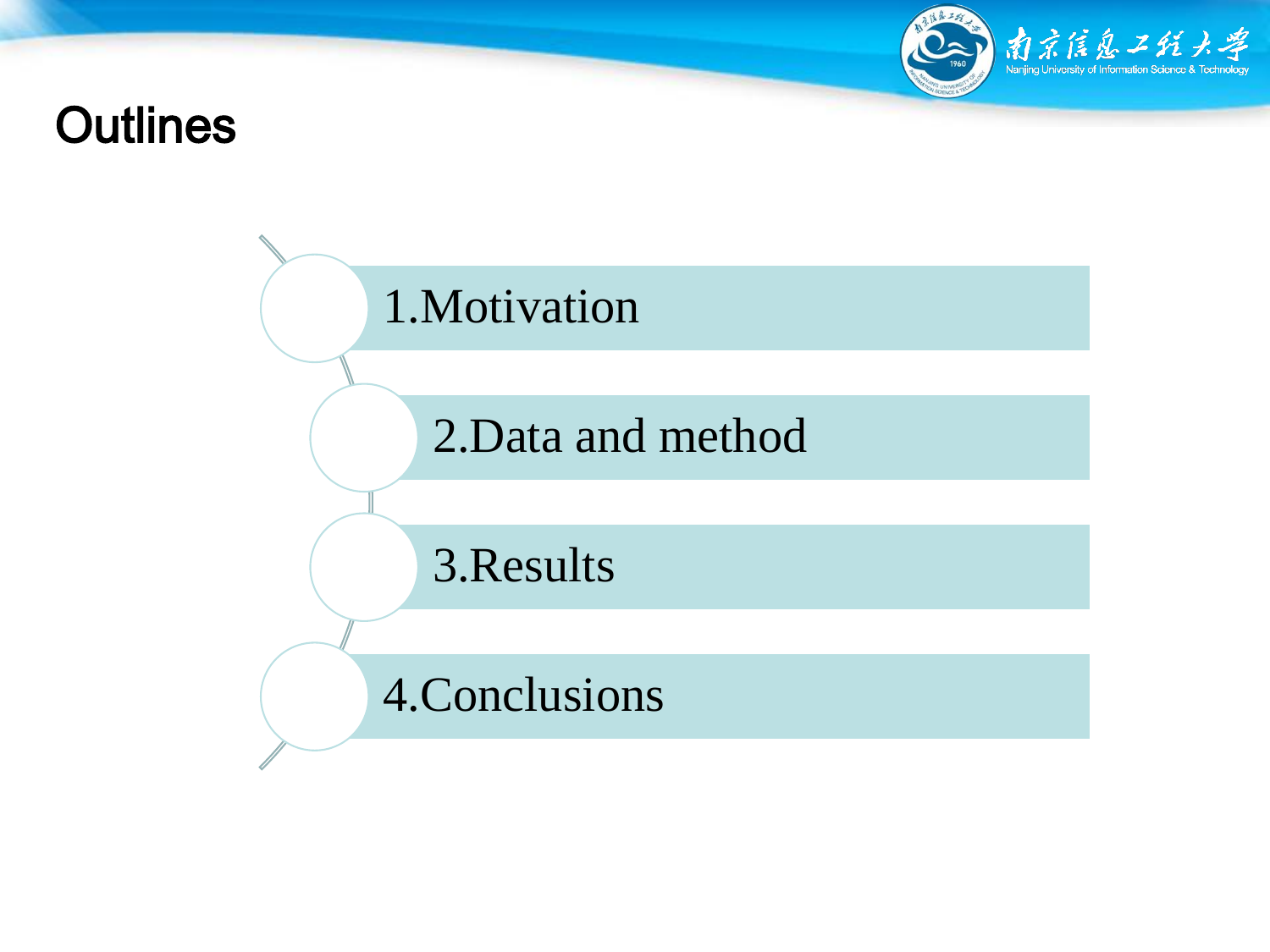# Outlines

1.Motivation

2.Data and method

3.Results

4.Conclusions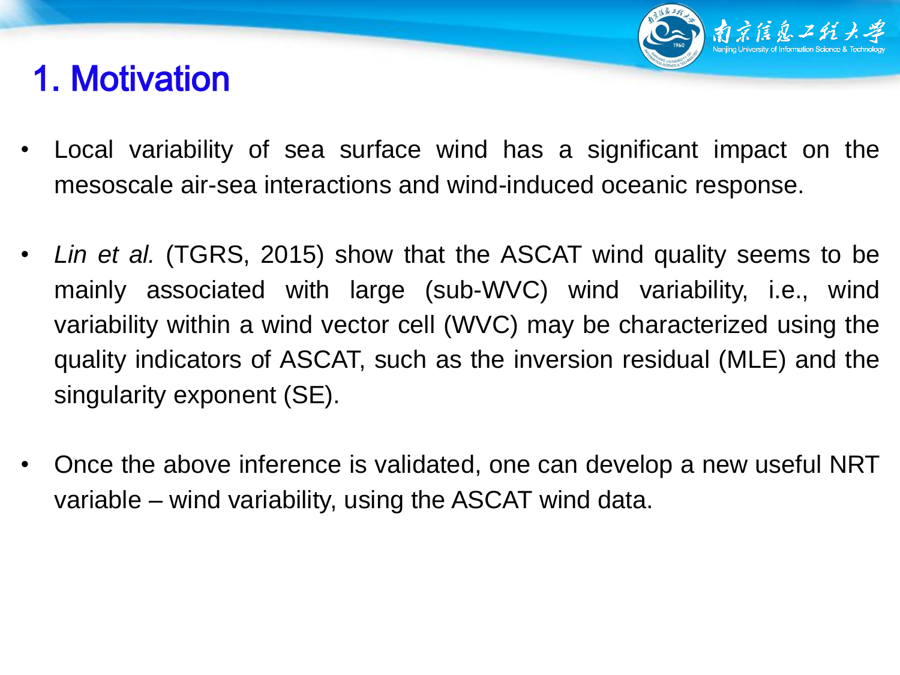# 1. Motivation

- Local variability of sea surface wind has a significant impact on the mesoscale air-sea interactions and wind-induced oceanic response.

- *Lin et al.* (TGRS, 2015) show that the ASCAT wind quality seems to be mainly associated with large (sub-WVC) wind variability, i.e., wind variability within a wind vector cell (WVC) may be characterized using the quality indicators of ASCAT, such as the inversion residual (MLE) and the singularity exponent (SE).

- Once the above inference is validated, one can develop a new useful NRT variable – wind variability, using the ASCAT wind data.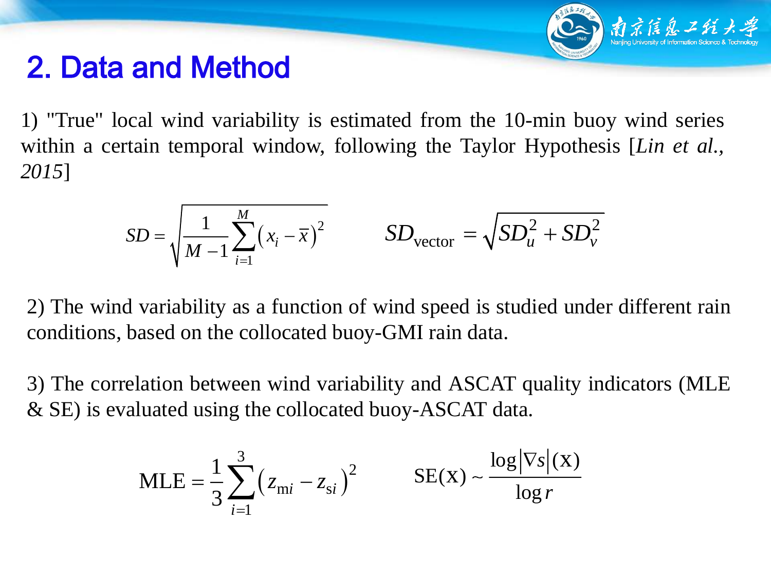## 2. Data and Method

1) "True" local wind variability is estimated from the 10-min buoy wind series within a certain temporal window, following the Taylor Hypothesis [*Lin et al., 2015*]

$$SD = \sqrt{\frac{1}{M-1}\sum_{i=1}^{M}\left(x_i - \overline{x}\right)^2} \qquad SD_{\text{vector}} = \sqrt{SD_u^2 + SD_v^2}$$

2) The wind variability as a function of wind speed is studied under different rain conditions, based on the collocated buoy-GMI rain data.

3) The correlation between wind variability and ASCAT quality indicators (MLE & SE) is evaluated using the collocated buoy-ASCAT data.

$$\text{MLE} = \frac{1}{3}\sum_{i=1}^{3}\left(z_{\text{m}i} - z_{\text{s}i}\right)^2 \qquad \text{SE}(\text{x}) \sim \frac{\log\left|\nabla s\right|(\text{x})}{\log r}$$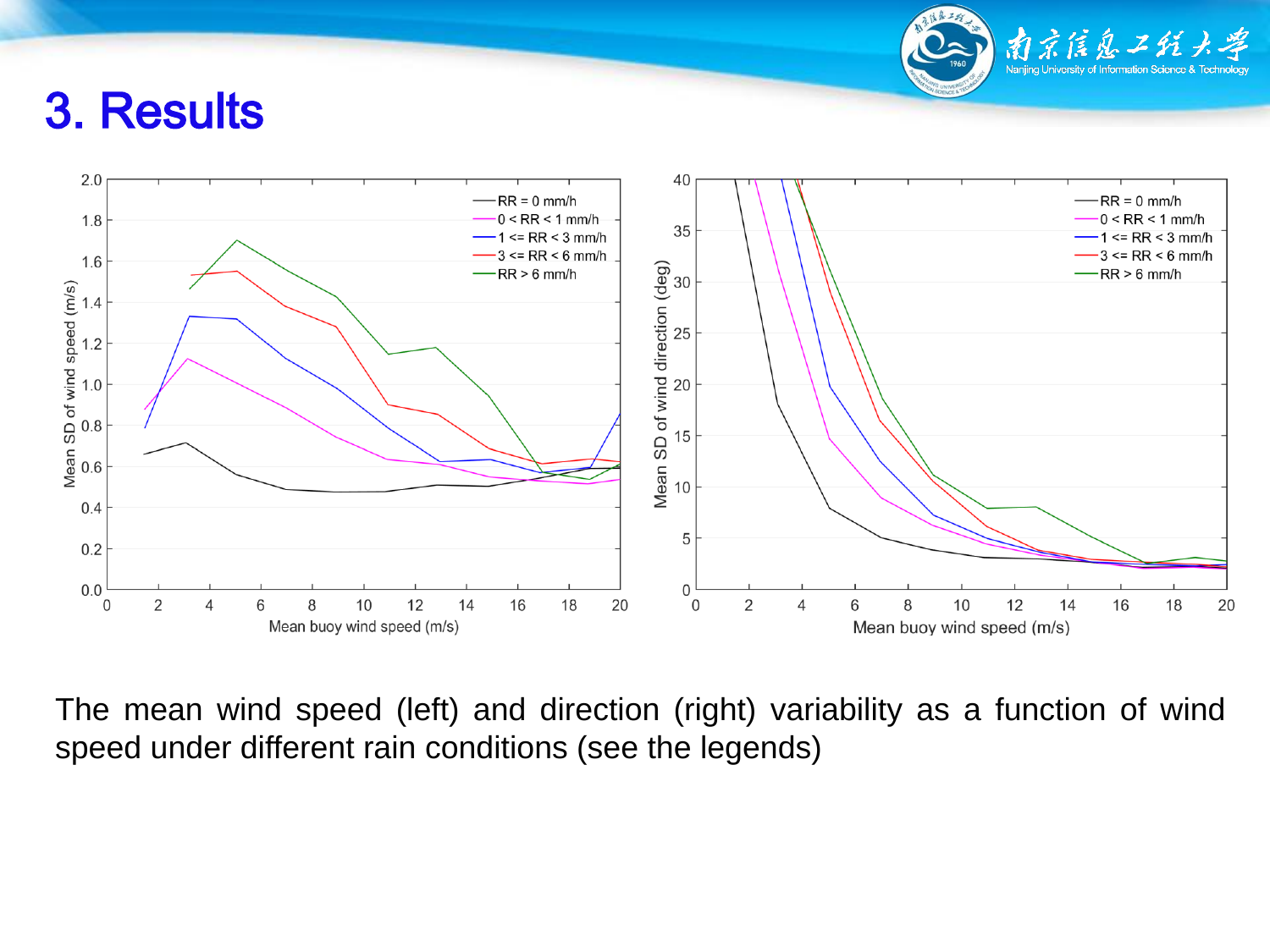# 3. Results

The mean wind speed (left) and direction (right) variability as a function of wind speed under different rain conditions (see the legends)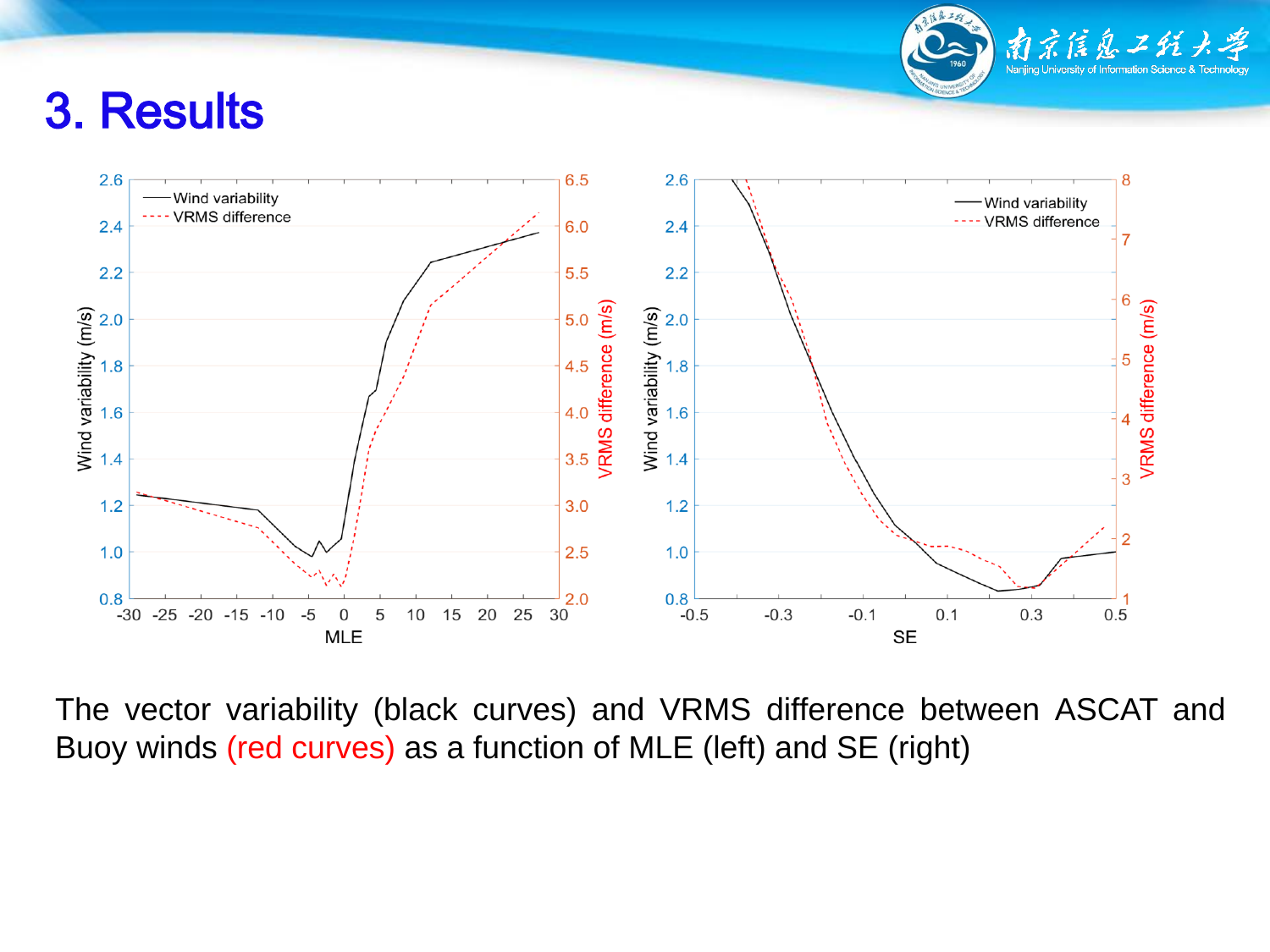# 3. Results

The vector variability (black curves) and VRMS difference between ASCAT and Buoy winds (red curves) as a function of MLE (left) and SE (right)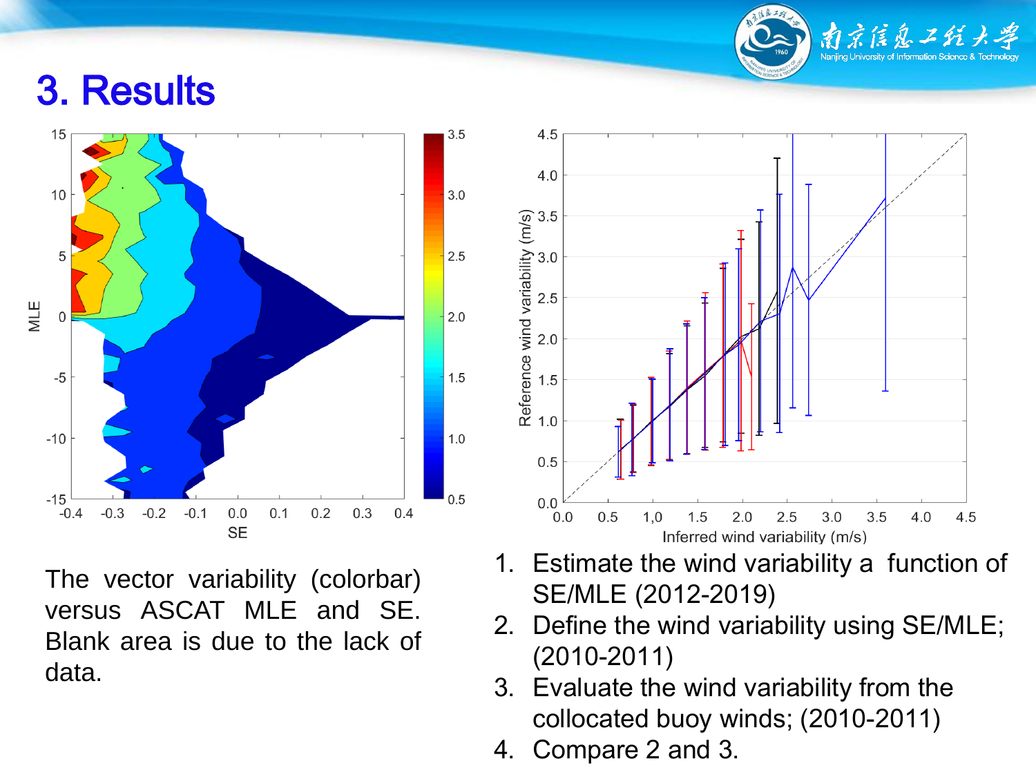# 3. Results

The vector variability (colorbar) versus ASCAT MLE and SE. Blank area is due to the lack of data.

1. Estimate the wind variability a function of SE/MLE (2012-2019)
2. Define the wind variability using SE/MLE; (2010-2011)
3. Evaluate the wind variability from the collocated buoy winds; (2010-2011)
4. Compare 2 and 3.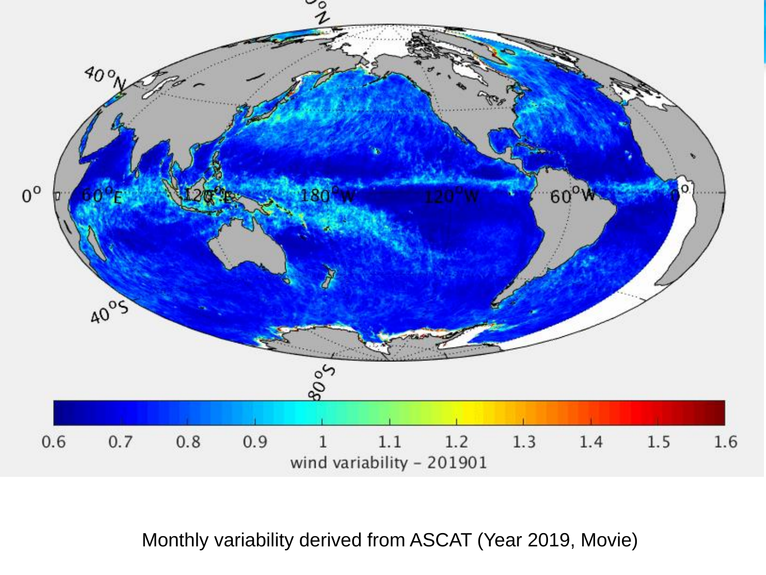Monthly variability derived from ASCAT (Year 2019, Movie)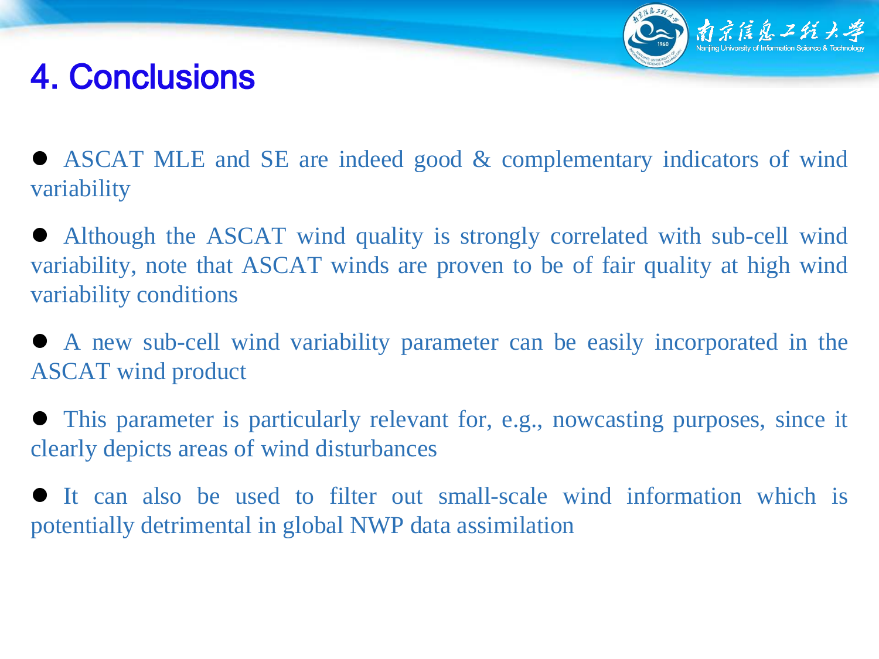# 4. Conclusions

- ASCAT MLE and SE are indeed good & complementary indicators of wind variability
- Although the ASCAT wind quality is strongly correlated with sub-cell wind variability, note that ASCAT winds are proven to be of fair quality at high wind variability conditions
- A new sub-cell wind variability parameter can be easily incorporated in the ASCAT wind product
- This parameter is particularly relevant for, e.g., nowcasting purposes, since it clearly depicts areas of wind disturbances
- It can also be used to filter out small-scale wind information which is potentially detrimental in global NWP data assimilation